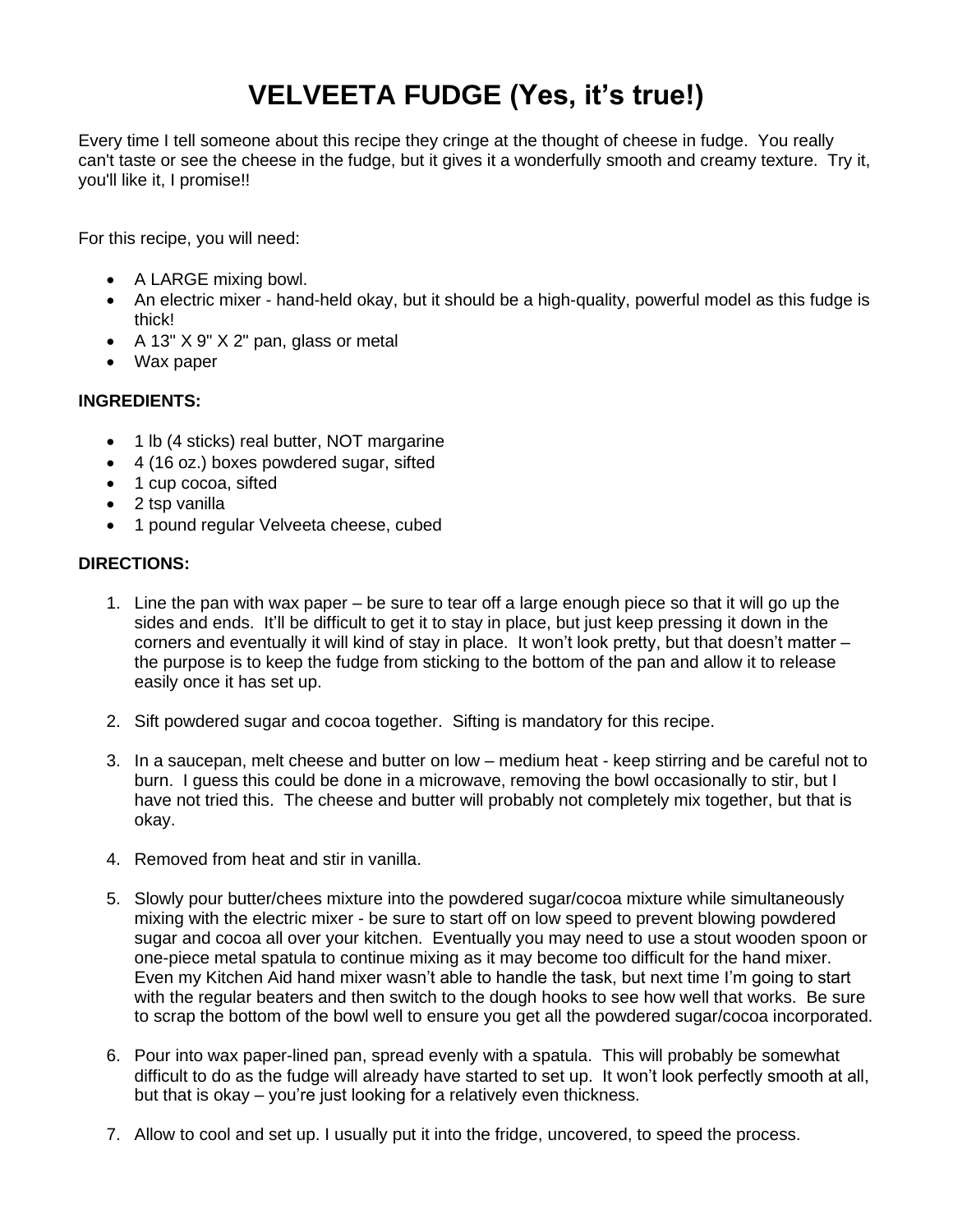# VELVEETA FUDGE (Yes, it's true!)

Every time I tell someone about this recipe they cringe at the thought of cheese in fudge. You really can't taste or see the cheese in the fudge, but it gives it a wonderfully smooth and creamy texture. Try it, you'll like it, I promise!!

For this recipe, you will need:

- A LARGE mixing bowl.
- An electric mixer - hand-held okay, but it should be a high-quality, powerful model as this fudge is thick!
- A 13" X 9" X 2" pan, glass or metal
- Wax paper

**INGREDIENTS:**

- 1 lb (4 sticks) real butter, NOT margarine
- 4 (16 oz.) boxes powdered sugar, sifted
- 1 cup cocoa, sifted
- 2 tsp vanilla
- 1 pound regular Velveeta cheese, cubed

**DIRECTIONS:**

1. Line the pan with wax paper – be sure to tear off a large enough piece so that it will go up the sides and ends. It'll be difficult to get it to stay in place, but just keep pressing it down in the corners and eventually it will kind of stay in place. It won't look pretty, but that doesn't matter – the purpose is to keep the fudge from sticking to the bottom of the pan and allow it to release easily once it has set up.

2. Sift powdered sugar and cocoa together. Sifting is mandatory for this recipe.

3. In a saucepan, melt cheese and butter on low – medium heat - keep stirring and be careful not to burn. I guess this could be done in a microwave, removing the bowl occasionally to stir, but I have not tried this. The cheese and butter will probably not completely mix together, but that is okay.

4. Removed from heat and stir in vanilla.

5. Slowly pour butter/chees mixture into the powdered sugar/cocoa mixture while simultaneously mixing with the electric mixer - be sure to start off on low speed to prevent blowing powdered sugar and cocoa all over your kitchen. Eventually you may need to use a stout wooden spoon or one-piece metal spatula to continue mixing as it may become too difficult for the hand mixer. Even my Kitchen Aid hand mixer wasn't able to handle the task, but next time I'm going to start with the regular beaters and then switch to the dough hooks to see how well that works. Be sure to scrap the bottom of the bowl well to ensure you get all the powdered sugar/cocoa incorporated.

6. Pour into wax paper-lined pan, spread evenly with a spatula. This will probably be somewhat difficult to do as the fudge will already have started to set up. It won't look perfectly smooth at all, but that is okay – you're just looking for a relatively even thickness.

7. Allow to cool and set up. I usually put it into the fridge, uncovered, to speed the process.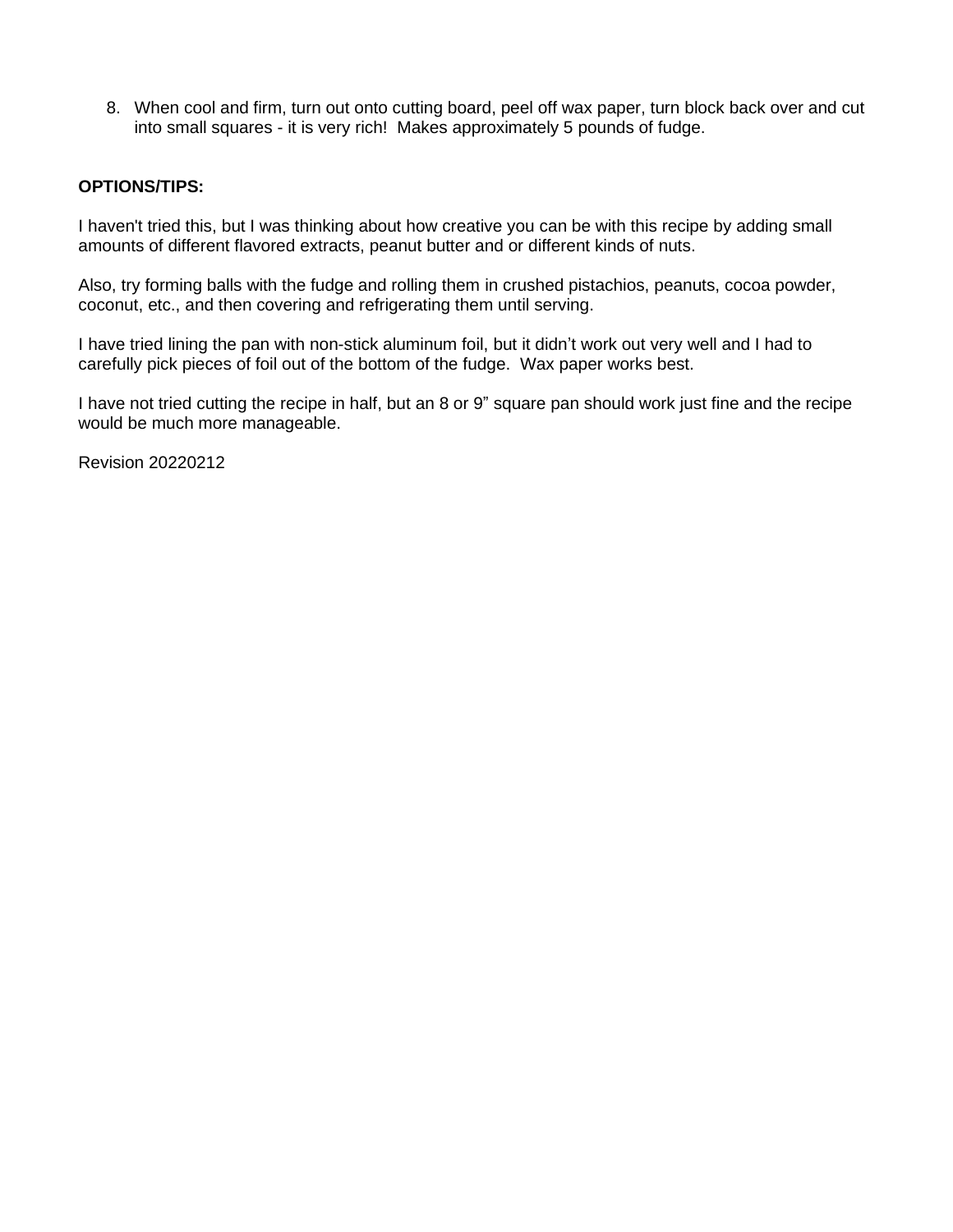8. When cool and firm, turn out onto cutting board, peel off wax paper, turn block back over and cut into small squares - it is very rich!  Makes approximately 5 pounds of fudge.

**OPTIONS/TIPS:**

I haven't tried this, but I was thinking about how creative you can be with this recipe by adding small amounts of different flavored extracts, peanut butter and or different kinds of nuts.

Also, try forming balls with the fudge and rolling them in crushed pistachios, peanuts, cocoa powder, coconut, etc., and then covering and refrigerating them until serving.

I have tried lining the pan with non-stick aluminum foil, but it didn't work out very well and I had to carefully pick pieces of foil out of the bottom of the fudge.  Wax paper works best.

I have not tried cutting the recipe in half, but an 8 or 9" square pan should work just fine and the recipe would be much more manageable.

Revision 20220212